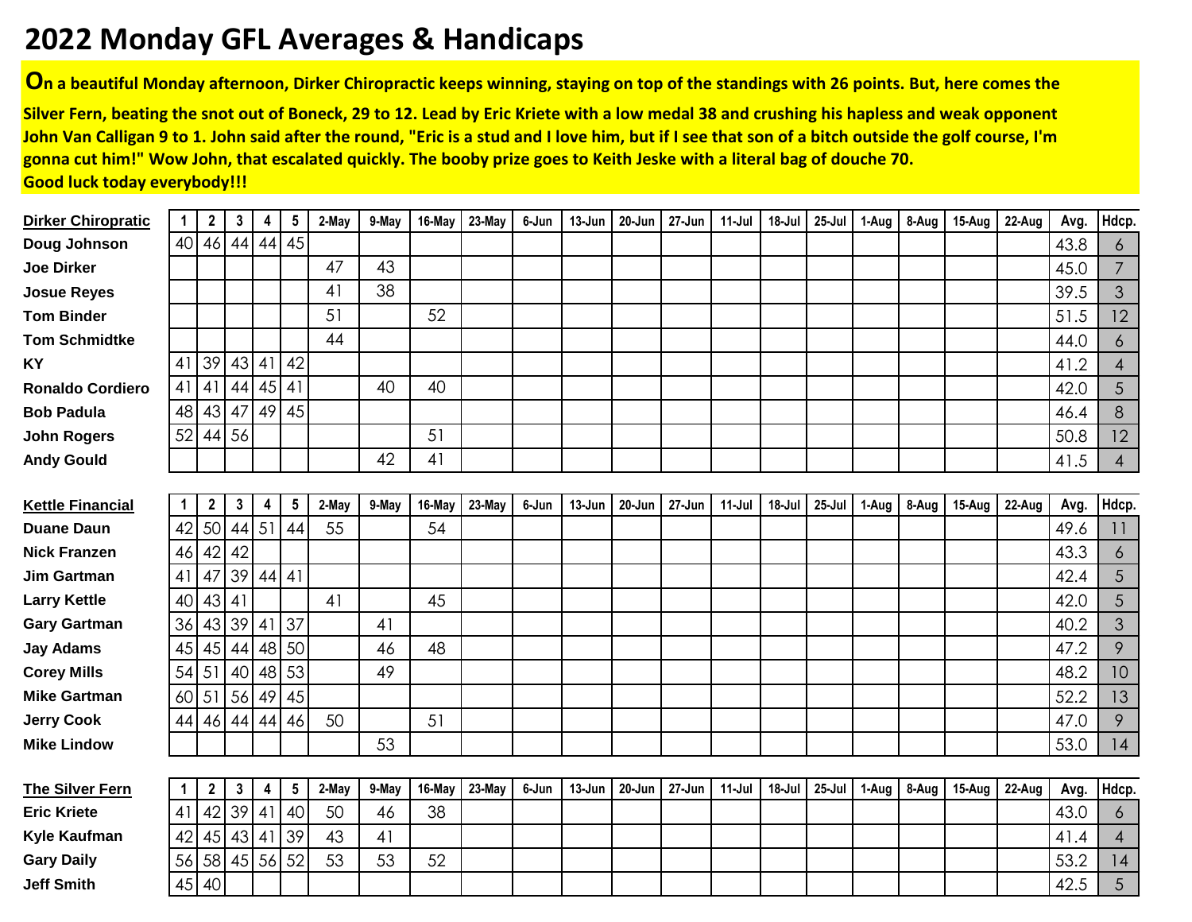# 2022 Monday GFL Averages & Handicaps

**On a beautiful Monday afternoon, Dirker Chiropractic keeps winning, staying on top of the standings with 26 points. But, here comes the Silver Fern, beating the snot out of Boneck, 29 to 12. Lead by Eric Kriete with a low medal 38 and crushing his hapless and weak opponent John Van Calligan 9 to 1. John said after the round, "Eric is a stud and I love him, but if I see that son of a bitch outside the golf course, I'm gonna cut him!" Wow John, that escalated quickly. The booby prize goes to Keith Jeske with a literal bag of douche 70.**
**Good luck today everybody!!!**

| Dirker Chiropratic | 1 | 2 | 3 | 4 | 5 | 2-May | 9-May | 16-May | 23-May | 6-Jun | 13-Jun | 20-Jun | 27-Jun | 11-Jul | 18-Jul | 25-Jul | 1-Aug | 8-Aug | 15-Aug | 22-Aug | Avg. | Hdcp. |
|---|---|---|---|---|---|---|---|---|---|---|---|---|---|---|---|---|---|---|---|---|---|---|
| Doug Johnson | 40 | 46 | 44 | 44 | 45 | | | | | | | | | | | | | | | | 43.8 | 6 |
| Joe Dirker | | | | | | 47 | 43 | | | | | | | | | | | | | | 45.0 | 7 |
| Josue Reyes | | | | | | 41 | 38 | | | | | | | | | | | | | | 39.5 | 3 |
| Tom Binder | | | | | | 51 | | 52 | | | | | | | | | | | | | 51.5 | 12 |
| Tom Schmidtke | | | | | | 44 | | | | | | | | | | | | | | | 44.0 | 6 |
| KY | 41 | 39 | 43 | 41 | 42 | | | | | | | | | | | | | | | | 41.2 | 4 |
| Ronaldo Cordiero | 41 | 41 | 44 | 45 | 41 | | 40 | 40 | | | | | | | | | | | | | 42.0 | 5 |
| Bob Padula | 48 | 43 | 47 | 49 | 45 | | | | | | | | | | | | | | | | 46.4 | 8 |
| John Rogers | 52 | 44 | 56 | | | | | 51 | | | | | | | | | | | | | 50.8 | 12 |
| Andy Gould | | | | | | | 42 | 41 | | | | | | | | | | | | | 41.5 | 4 |

| Kettle Financial | 1 | 2 | 3 | 4 | 5 | 2-May | 9-May | 16-May | 23-May | 6-Jun | 13-Jun | 20-Jun | 27-Jun | 11-Jul | 18-Jul | 25-Jul | 1-Aug | 8-Aug | 15-Aug | 22-Aug | Avg. | Hdcp. |
|---|---|---|---|---|---|---|---|---|---|---|---|---|---|---|---|---|---|---|---|---|---|---|
| Duane Daun | 42 | 50 | 44 | 51 | 44 | 55 | | 54 | | | | | | | | | | | | | 49.6 | 11 |
| Nick Franzen | 46 | 42 | 42 | | | | | | | | | | | | | | | | | | 43.3 | 6 |
| Jim Gartman | 41 | 47 | 39 | 44 | 41 | | | | | | | | | | | | | | | | 42.4 | 5 |
| Larry Kettle | 40 | 43 | 41 | | | 41 | | 45 | | | | | | | | | | | | | 42.0 | 5 |
| Gary Gartman | 36 | 43 | 39 | 41 | 37 | | 41 | | | | | | | | | | | | | | 40.2 | 3 |
| Jay Adams | 45 | 45 | 44 | 48 | 50 | | 46 | 48 | | | | | | | | | | | | | 47.2 | 9 |
| Corey Mills | 54 | 51 | 40 | 48 | 53 | | 49 | | | | | | | | | | | | | | 48.2 | 10 |
| Mike Gartman | 60 | 51 | 56 | 49 | 45 | | | | | | | | | | | | | | | | 52.2 | 13 |
| Jerry Cook | 44 | 46 | 44 | 44 | 46 | 50 | | 51 | | | | | | | | | | | | | 47.0 | 9 |
| Mike Lindow | | | | | | | 53 | | | | | | | | | | | | | | 53.0 | 14 |

| The Silver Fern | 1 | 2 | 3 | 4 | 5 | 2-May | 9-May | 16-May | 23-May | 6-Jun | 13-Jun | 20-Jun | 27-Jun | 11-Jul | 18-Jul | 25-Jul | 1-Aug | 8-Aug | 15-Aug | 22-Aug | Avg. | Hdcp. |
|---|---|---|---|---|---|---|---|---|---|---|---|---|---|---|---|---|---|---|---|---|---|---|
| Eric Kriete | 41 | 42 | 39 | 41 | 40 | 50 | 46 | 38 | | | | | | | | | | | | | 43.0 | 6 |
| Kyle Kaufman | 42 | 45 | 43 | 41 | 39 | 43 | 41 | | | | | | | | | | | | | | 41.4 | 4 |
| Gary Daily | 56 | 58 | 45 | 56 | 52 | 53 | 53 | 52 | | | | | | | | | | | | | 53.2 | 14 |
| Jeff Smith | 45 | 40 | | | | | | | | | | | | | | | | | | | 42.5 | 5 |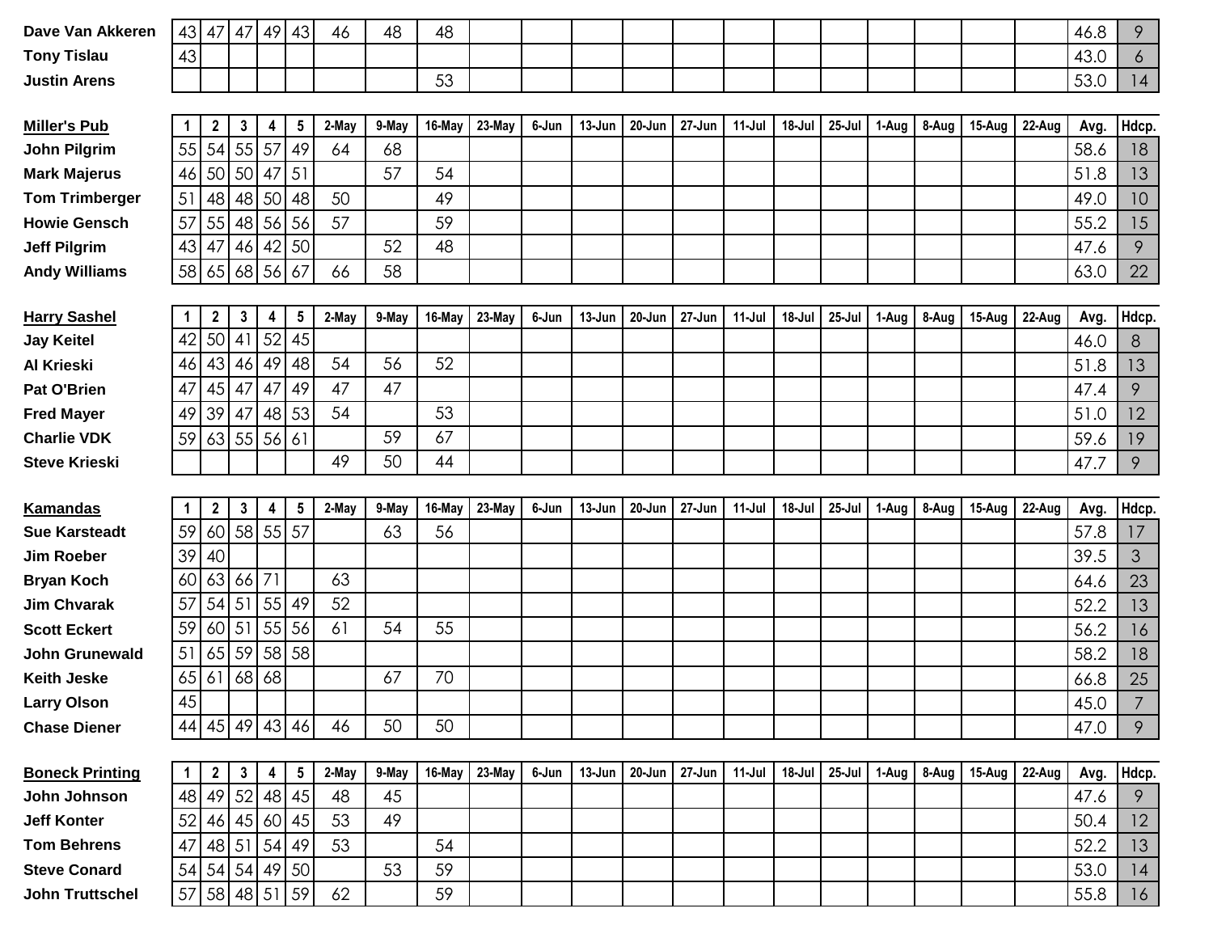| | 1 | 2 | 3 | 4 | 5 | 2-May | 9-May | 16-May | 23-May | 6-Jun | 13-Jun | 20-Jun | 27-Jun | 11-Jul | 18-Jul | 25-Jul | 1-Aug | 8-Aug | 15-Aug | 22-Aug | Avg. | Hdcp. |
|---|---|---|---|---|---|---|---|---|---|---|---|---|---|---|---|---|---|---|---|---|---|---|
| **Dave Van Akkeren** | 43 | 47 | 47 | 49 | 43 | 46 | 48 | 48 | | | | | | | | | | | | | 46.8 | 9 |
| **Tony Tislau** | 43 | | | | | | | | | | | | | | | | | | | | 43.0 | 6 |
| **Justin Arens** | | | | | | | | 53 | | | | | | | | | | | | | 53.0 | 14 |

| **Miller's Pub** | 1 | 2 | 3 | 4 | 5 | 2-May | 9-May | 16-May | 23-May | 6-Jun | 13-Jun | 20-Jun | 27-Jun | 11-Jul | 18-Jul | 25-Jul | 1-Aug | 8-Aug | 15-Aug | 22-Aug | Avg. | Hdcp. |
|---|---|---|---|---|---|---|---|---|---|---|---|---|---|---|---|---|---|---|---|---|---|---|
| **John Pilgrim** | 55 | 54 | 55 | 57 | 49 | 64 | 68 | | | | | | | | | | | | | | 58.6 | 18 |
| **Mark Majerus** | 46 | 50 | 50 | 47 | 51 | | 57 | 54 | | | | | | | | | | | | | 51.8 | 13 |
| **Tom Trimberger** | 51 | 48 | 48 | 50 | 48 | 50 | | 49 | | | | | | | | | | | | | 49.0 | 10 |
| **Howie Gensch** | 57 | 55 | 48 | 56 | 56 | 57 | | 59 | | | | | | | | | | | | | 55.2 | 15 |
| **Jeff Pilgrim** | 43 | 47 | 46 | 42 | 50 | | 52 | 48 | | | | | | | | | | | | | 47.6 | 9 |
| **Andy Williams** | 58 | 65 | 68 | 56 | 67 | 66 | 58 | | | | | | | | | | | | | | 63.0 | 22 |

| **Harry Sashel** | 1 | 2 | 3 | 4 | 5 | 2-May | 9-May | 16-May | 23-May | 6-Jun | 13-Jun | 20-Jun | 27-Jun | 11-Jul | 18-Jul | 25-Jul | 1-Aug | 8-Aug | 15-Aug | 22-Aug | Avg. | Hdcp. |
|---|---|---|---|---|---|---|---|---|---|---|---|---|---|---|---|---|---|---|---|---|---|---|
| **Jay Keitel** | 42 | 50 | 41 | 52 | 45 | | | | | | | | | | | | | | | | 46.0 | 8 |
| **Al Krieski** | 46 | 43 | 46 | 49 | 48 | 54 | 56 | 52 | | | | | | | | | | | | | 51.8 | 13 |
| **Pat O'Brien** | 47 | 45 | 47 | 47 | 49 | 47 | 47 | | | | | | | | | | | | | | 47.4 | 9 |
| **Fred Mayer** | 49 | 39 | 47 | 48 | 53 | 54 | | 53 | | | | | | | | | | | | | 51.0 | 12 |
| **Charlie VDK** | 59 | 63 | 55 | 56 | 61 | | 59 | 67 | | | | | | | | | | | | | 59.6 | 19 |
| **Steve Krieski** | | | | | | 49 | 50 | 44 | | | | | | | | | | | | | 47.7 | 9 |

| **Kamandas** | 1 | 2 | 3 | 4 | 5 | 2-May | 9-May | 16-May | 23-May | 6-Jun | 13-Jun | 20-Jun | 27-Jun | 11-Jul | 18-Jul | 25-Jul | 1-Aug | 8-Aug | 15-Aug | 22-Aug | Avg. | Hdcp. |
|---|---|---|---|---|---|---|---|---|---|---|---|---|---|---|---|---|---|---|---|---|---|---|
| **Sue Karsteadt** | 59 | 60 | 58 | 55 | 57 | | 63 | 56 | | | | | | | | | | | | | 57.8 | 17 |
| **Jim Roeber** | 39 | 40 | | | | | | | | | | | | | | | | | | | 39.5 | 3 |
| **Bryan Koch** | 60 | 63 | 66 | 71 | | 63 | | | | | | | | | | | | | | | 64.6 | 23 |
| **Jim Chvarak** | 57 | 54 | 51 | 55 | 49 | 52 | | | | | | | | | | | | | | | 52.2 | 13 |
| **Scott Eckert** | 59 | 60 | 51 | 55 | 56 | 61 | 54 | 55 | | | | | | | | | | | | | 56.2 | 16 |
| **John Grunewald** | 51 | 65 | 59 | 58 | 58 | | | | | | | | | | | | | | | | 58.2 | 18 |
| **Keith Jeske** | 65 | 61 | 68 | 68 | | | 67 | 70 | | | | | | | | | | | | | 66.8 | 25 |
| **Larry Olson** | 45 | | | | | | | | | | | | | | | | | | | | 45.0 | 7 |
| **Chase Diener** | 44 | 45 | 49 | 43 | 46 | 46 | 50 | 50 | | | | | | | | | | | | | 47.0 | 9 |

| **Boneck Printing** | 1 | 2 | 3 | 4 | 5 | 2-May | 9-May | 16-May | 23-May | 6-Jun | 13-Jun | 20-Jun | 27-Jun | 11-Jul | 18-Jul | 25-Jul | 1-Aug | 8-Aug | 15-Aug | 22-Aug | Avg. | Hdcp. |
|---|---|---|---|---|---|---|---|---|---|---|---|---|---|---|---|---|---|---|---|---|---|---|
| **John Johnson** | 48 | 49 | 52 | 48 | 45 | 48 | 45 | | | | | | | | | | | | | | 47.6 | 9 |
| **Jeff Konter** | 52 | 46 | 45 | 60 | 45 | 53 | 49 | | | | | | | | | | | | | | 50.4 | 12 |
| **Tom Behrens** | 47 | 48 | 51 | 54 | 49 | 53 | | 54 | | | | | | | | | | | | | 52.2 | 13 |
| **Steve Conard** | 54 | 54 | 54 | 49 | 50 | | 53 | 59 | | | | | | | | | | | | | 53.0 | 14 |
| **John Truttschel** | 57 | 58 | 48 | 51 | 59 | 62 | | 59 | | | | | | | | | | | | | 55.8 | 16 |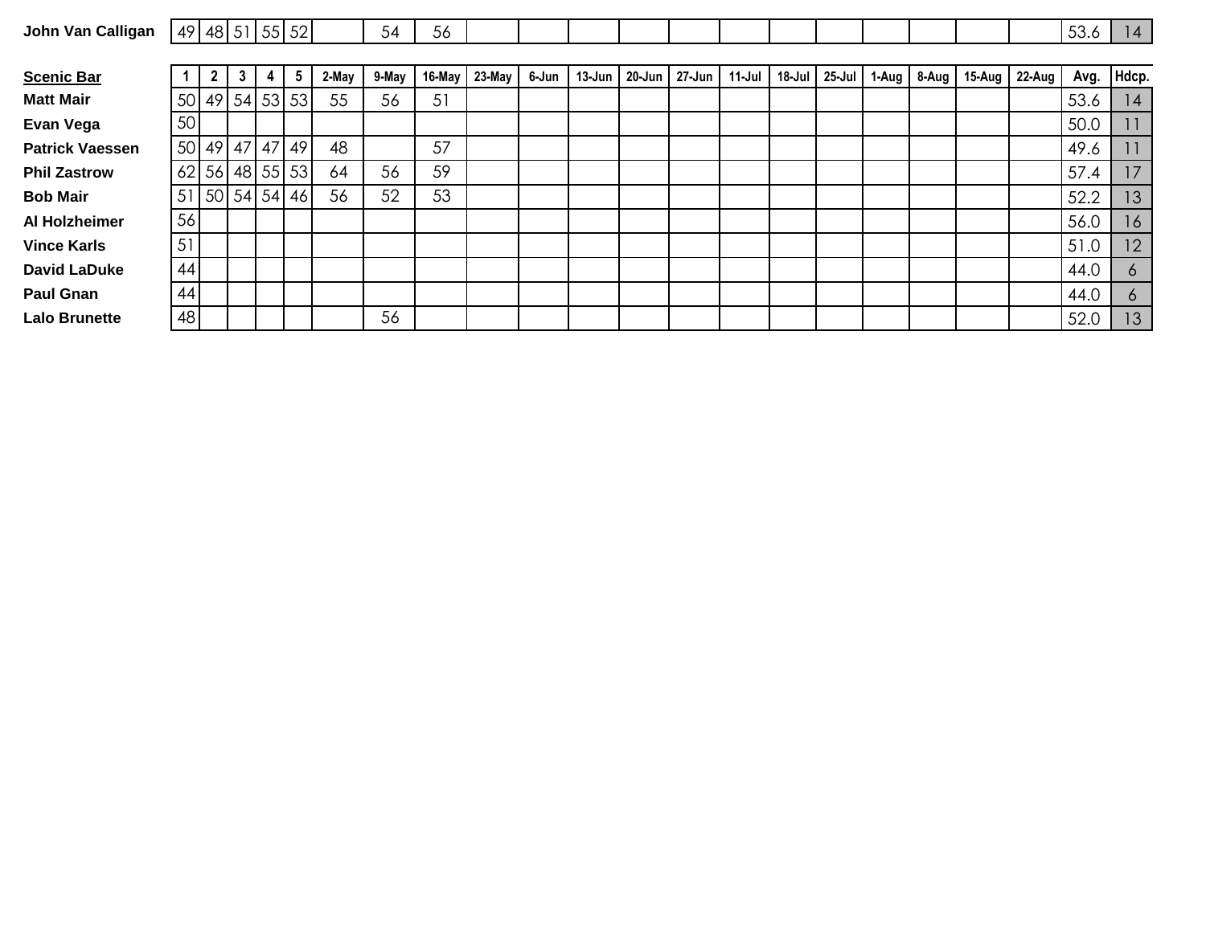| | | | | | | | | | | | | | | | | | | | | | |
|---|---|---|---|---|---|---|---|---|---|---|---|---|---|---|---|---|---|---|---|---|---|
| **John Van Calligan** | 49 | 48 | 51 | 55 | 52 | | 54 | 56 | | | | | | | | | | | | 53.6 | 14 |

| **Scenic Bar** | 1 | 2 | 3 | 4 | 5 | 2-May | 9-May | 16-May | 23-May | 6-Jun | 13-Jun | 20-Jun | 27-Jun | 11-Jul | 18-Jul | 25-Jul | 1-Aug | 8-Aug | 15-Aug | 22-Aug | Avg. | Hdcp. |
|---|---|---|---|---|---|---|---|---|---|---|---|---|---|---|---|---|---|---|---|---|---|---|
| **Matt Mair** | 50 | 49 | 54 | 53 | 53 | 55 | 56 | 51 | | | | | | | | | | | | | 53.6 | 14 |
| **Evan Vega** | 50 | | | | | | | | | | | | | | | | | | | | 50.0 | 11 |
| **Patrick Vaessen** | 50 | 49 | 47 | 47 | 49 | 48 | | 57 | | | | | | | | | | | | | 49.6 | 11 |
| **Phil Zastrow** | 62 | 56 | 48 | 55 | 53 | 64 | 56 | 59 | | | | | | | | | | | | | 57.4 | 17 |
| **Bob Mair** | 51 | 50 | 54 | 54 | 46 | 56 | 52 | 53 | | | | | | | | | | | | | 52.2 | 13 |
| **Al Holzheimer** | 56 | | | | | | | | | | | | | | | | | | | | 56.0 | 16 |
| **Vince Karls** | 51 | | | | | | | | | | | | | | | | | | | | 51.0 | 12 |
| **David LaDuke** | 44 | | | | | | | | | | | | | | | | | | | | 44.0 | 6 |
| **Paul Gnan** | 44 | | | | | | | | | | | | | | | | | | | | 44.0 | 6 |
| **Lalo Brunette** | 48 | | | | | | 56 | | | | | | | | | | | | | | 52.0 | 13 |